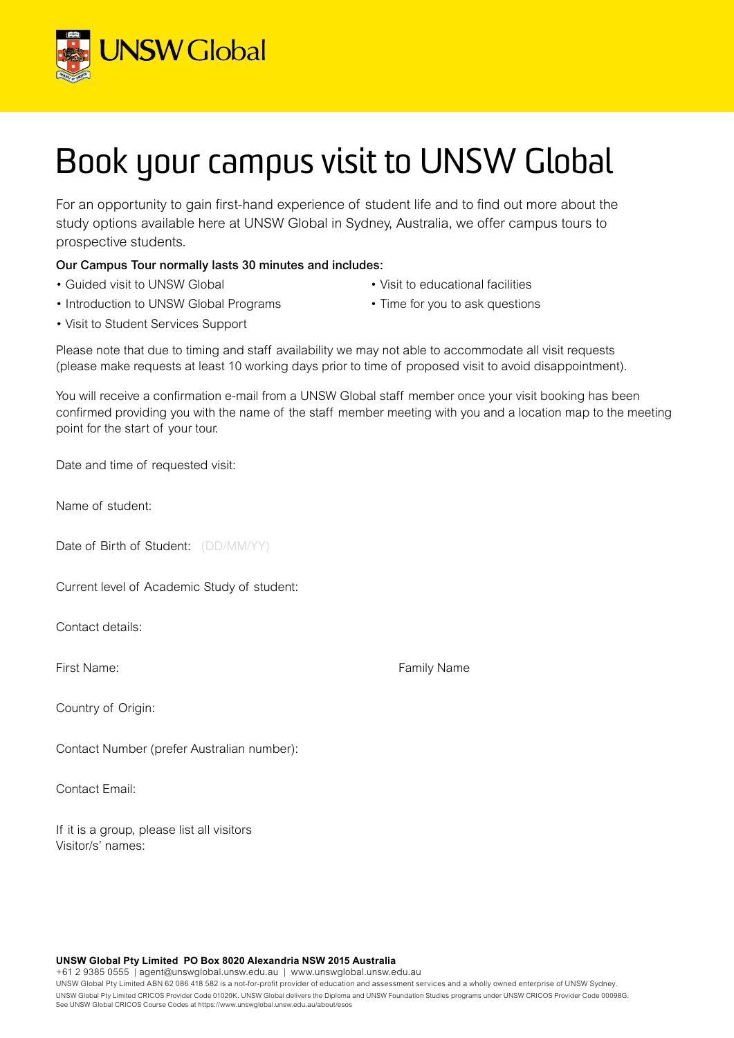UNSW Global

# Book your campus visit to UNSW Global

For an opportunity to gain first-hand experience of student life and to find out more about the study options available here at UNSW Global in Sydney, Australia, we offer campus tours to prospective students.

**Our Campus Tour normally lasts 30 minutes and includes:**

- Guided visit to UNSW Global
- Introduction to UNSW Global Programs
- Visit to Student Services Support
- Visit to educational facilities
- Time for you to ask questions

Please note that due to timing and staff availability we may not able to accommodate all visit requests (please make requests at least 10 working days prior to time of proposed visit to avoid disappointment).

You will receive a confirmation e-mail from a UNSW Global staff member once your visit booking has been confirmed providing you with the name of the staff member meeting with you and a location map to the meeting point for the start of your tour.

Date and time of requested visit:

Name of student:

Date of Birth of Student: (DD/MM/YY)

Current level of Academic Study of student:

Contact details:

First Name: Family Name

Country of Origin:

Contact Number (prefer Australian number):

Contact Email:

If it is a group, please list all visitors
Visitor/s' names:

**UNSW Global Pty Limited PO Box 8020 Alexandria NSW 2015 Australia**
+61 2 9385 0555 | agent@unswglobal.unsw.edu.au | www.unswglobal.unsw.edu.au
UNSW Global Pty Limited ABN 62 086 418 582 is a not-for-profit provider of education and assessment services and a wholly owned enterprise of UNSW Sydney.
UNSW Global Pty Limited CRICOS Provider Code 01020K. UNSW Global delivers the Diploma and UNSW Foundation Studies programs under UNSW CRICOS Provider Code 00098G.
See UNSW Global CRICOS Course Codes at https://www.unswglobal.unsw.edu.au/about/esos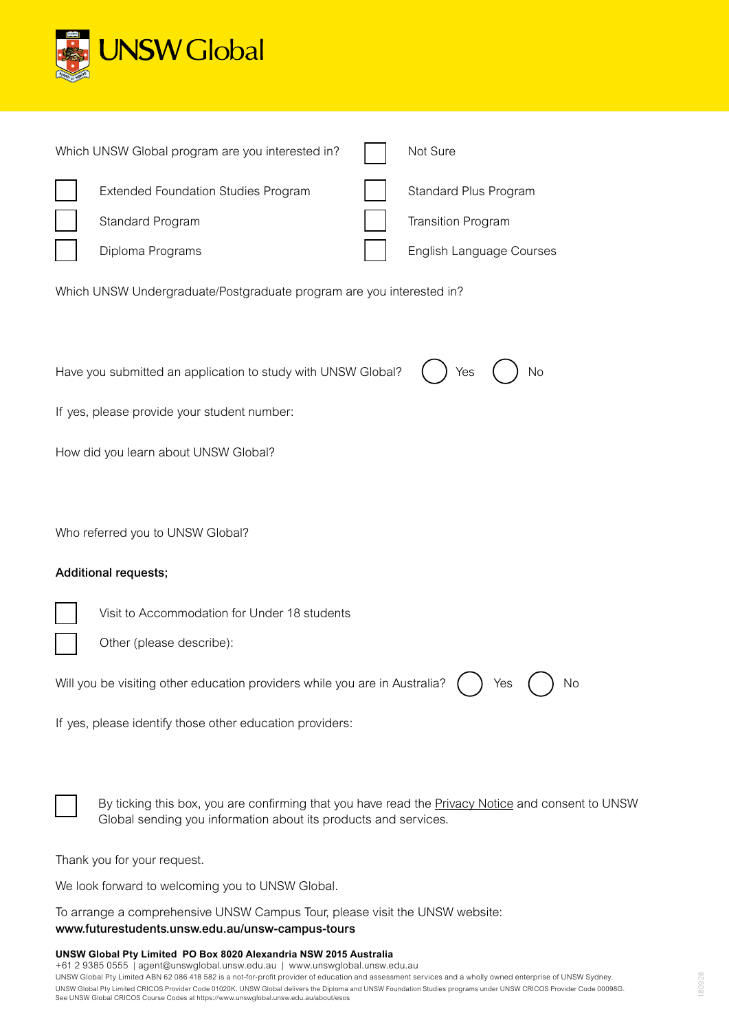Which UNSW Global program are you interested in?

- ☐ Not Sure
- ☐ Extended Foundation Studies Program
- ☐ Standard Plus Program
- ☐ Standard Program
- ☐ Transition Program
- ☐ Diploma Programs
- ☐ English Language Courses

Which UNSW Undergraduate/Postgraduate program are you interested in?

Have you submitted an application to study with UNSW Global? ◯ Yes ◯ No

If yes, please provide your student number:

How did you learn about UNSW Global?

Who referred you to UNSW Global?

**Additional requests;**

- ☐ Visit to Accommodation for Under 18 students
- ☐ Other (please describe):

Will you be visiting other education providers while you are in Australia? ◯ Yes ◯ No

If yes, please identify those other education providers:

☐ By ticking this box, you are confirming that you have read the Privacy Notice and consent to UNSW Global sending you information about its products and services.

Thank you for your request.

We look forward to welcoming you to UNSW Global.

To arrange a comprehensive UNSW Campus Tour, please visit the UNSW website:
**www.futurestudents.unsw.edu.au/unsw-campus-tours**

**UNSW Global Pty Limited PO Box 8020 Alexandria NSW 2015 Australia**
+61 2 9385 0555 | agent@unswglobal.unsw.edu.au | www.unswglobal.unsw.edu.au
UNSW Global Pty Limited ABN 62 086 418 582 is a not-for-profit provider of education and assessment services and a wholly owned enterprise of UNSW Sydney.
UNSW Global Pty Limited CRICOS Provider Code 01020K. UNSW Global delivers the Diploma and UNSW Foundation Studies programs under UNSW CRICOS Provider Code 00098G.
See UNSW Global CRICOS Course Codes at https://www.unswglobal.unsw.edu.au/about/esos